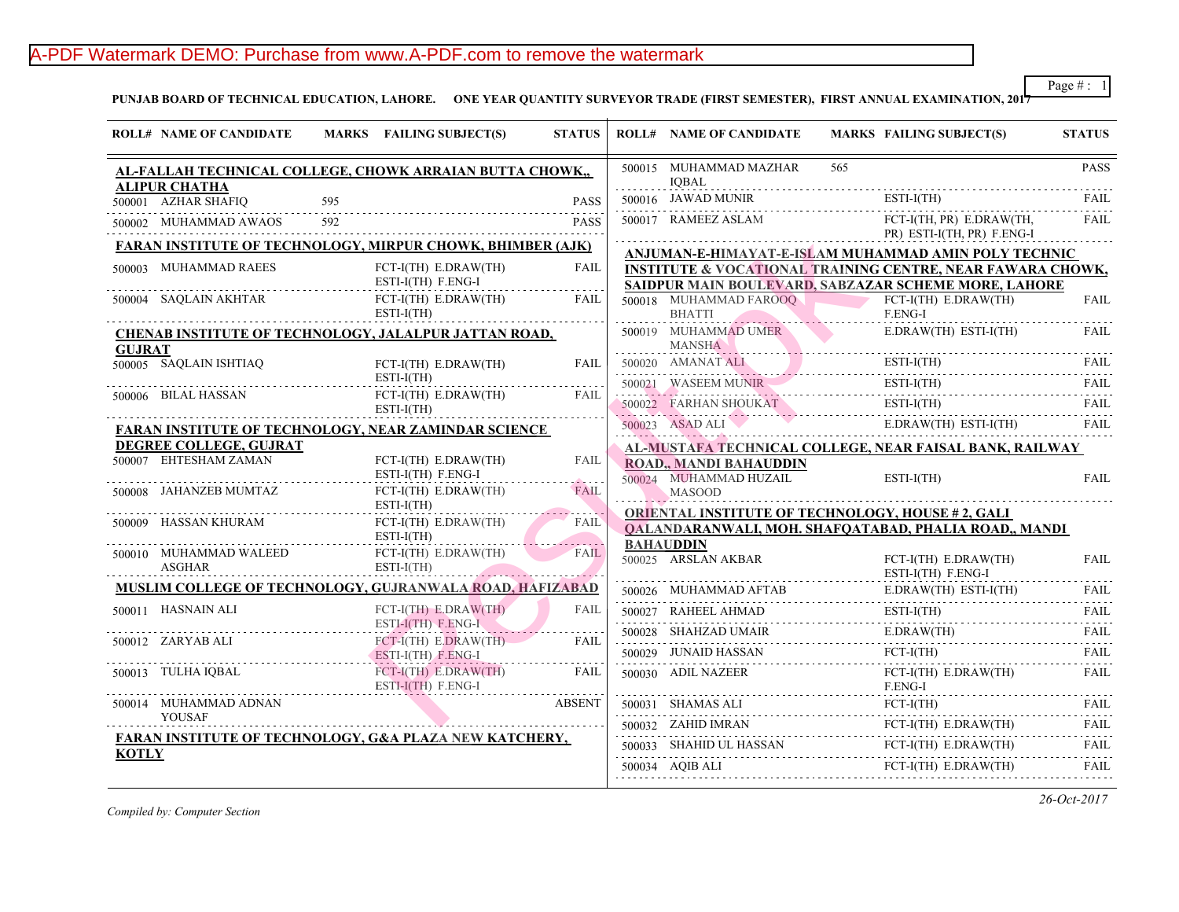**PUNJAB BOARD OF TECHNICAL EDUCATION, LAHORE. ONE YEAR QUANTITY SURVEYOR TRADE (FIRST SEMESTER), FIRST ANNUAL EXAMINATION, 2017**

| ROLL# | NAME OF CANDIDATE | MARKS | FAILING SUBJECT(S) | STATUS |
|---|---|---|---|---|
| **AL-FALLAH TECHNICAL COLLEGE, CHOWK ARRAIAN BUTTA CHOWK,, ALIPUR CHATHA** | | | | |
| 500001 | AZHAR SHAFIQ | 595 | | PASS |
| 500002 | MUHAMMAD AWAOS | 592 | | PASS |
| **FARAN INSTITUTE OF TECHNOLOGY, MIRPUR CHOWK, BHIMBER (AJK)** | | | | |
| 500003 | MUHAMMAD RAEES | | FCT-I(TH) E.DRAW(TH) ESTI-I(TH) F.ENG-I | FAIL |
| 500004 | SAQLAIN AKHTAR | | FCT-I(TH) E.DRAW(TH) ESTI-I(TH) | FAIL |
| **CHENAB INSTITUTE OF TECHNOLOGY, JALALPUR JATTAN ROAD, GUJRAT** | | | | |
| 500005 | SAQLAIN ISHTIAQ | | FCT-I(TH) E.DRAW(TH) ESTI-I(TH) | FAIL |
| 500006 | BILAL HASSAN | | FCT-I(TH) E.DRAW(TH) ESTI-I(TH) | FAIL |
| **FARAN INSTITUTE OF TECHNOLOGY, NEAR ZAMINDAR SCIENCE DEGREE COLLEGE, GUJRAT** | | | | |
| 500007 | EHTESHAM ZAMAN | | FCT-I(TH) E.DRAW(TH) ESTI-I(TH) F.ENG-I | FAIL |
| 500008 | JAHANZEB MUMTAZ | | FCT-I(TH) E.DRAW(TH) ESTI-I(TH) | FAIL |
| 500009 | HASSAN KHURAM | | FCT-I(TH) E.DRAW(TH) ESTI-I(TH) | FAIL |
| 500010 | MUHAMMAD WALEED ASGHAR | | FCT-I(TH) E.DRAW(TH) ESTI-I(TH) | FAIL |
| **MUSLIM COLLEGE OF TECHNOLOGY, GUJRANWALA ROAD, HAFIZABAD** | | | | |
| 500011 | HASNAIN ALI | | FCT-I(TH) E.DRAW(TH) ESTI-I(TH) F.ENG-I | FAIL |
| 500012 | ZARYAB ALI | | FCT-I(TH) E.DRAW(TH) ESTI-I(TH) F.ENG-I | FAIL |
| 500013 | TULHA IQBAL | | FCT-I(TH) E.DRAW(TH) ESTI-I(TH) F.ENG-I | FAIL |
| 500014 | MUHAMMAD ADNAN YOUSAF | | | ABSENT |
| **FARAN INSTITUTE OF TECHNOLOGY, G&A PLAZA NEW KATCHERY, KOTLY** | | | | |
| 500015 | MUHAMMAD MAZHAR IQBAL | 565 | | PASS |
| 500016 | JAWAD MUNIR | | ESTI-I(TH) | FAIL |
| 500017 | RAMEEZ ASLAM | | FCT-I(TH, PR) E.DRAW(TH, PR) ESTI-I(TH, PR) F.ENG-I | FAIL |
| **ANJUMAN-E-HIMAYAT-E-ISLAM MUHAMMAD AMIN POLY TECHNIC INSTITUTE & VOCATIONAL TRAINING CENTRE, NEAR FAWARA CHOWK, SAIDPUR MAIN BOULEVARD, SABZAZAR SCHEME MORE, LAHORE** | | | | |
| 500018 | MUHAMMAD FAROOQ BHATTI | | FCT-I(TH) E.DRAW(TH) F.ENG-I | FAIL |
| 500019 | MUHAMMAD UMER MANSHA | | E.DRAW(TH) ESTI-I(TH) | FAIL |
| 500020 | AMANAT ALI | | ESTI-I(TH) | FAIL |
| 500021 | WASEEM MUNIR | | ESTI-I(TH) | FAIL |
| 500022 | FARHAN SHOUKAT | | ESTI-I(TH) | FAIL |
| 500023 | ASAD ALI | | E.DRAW(TH) ESTI-I(TH) | FAIL |
| **AL-MUSTAFA TECHNICAL COLLEGE, NEAR FAISAL BANK, RAILWAY ROAD,, MANDI BAHAUDDIN** | | | | |
| 500024 | MUHAMMAD HUZAIL MASOOD | | ESTI-I(TH) | FAIL |
| **ORIENTAL INSTITUTE OF TECHNOLOGY, HOUSE # 2, GALI QALANDARANWALI, MOH. SHAFQATABAD, PHALIA ROAD,, MANDI BAHAUDDIN** | | | | |
| 500025 | ARSLAN AKBAR | | FCT-I(TH) E.DRAW(TH) ESTI-I(TH) F.ENG-I | FAIL |
| 500026 | MUHAMMAD AFTAB | | E.DRAW(TH) ESTI-I(TH) | FAIL |
| 500027 | RAHEEL AHMAD | | ESTI-I(TH) | FAIL |
| 500028 | SHAHZAD UMAIR | | E.DRAW(TH) | FAIL |
| 500029 | JUNAID HASSAN | | FCT-I(TH) | FAIL |
| 500030 | ADIL NAZEER | | FCT-I(TH) E.DRAW(TH) F.ENG-I | FAIL |
| 500031 | SHAMAS ALI | | FCT-I(TH) | FAIL |
| 500032 | ZAHID IMRAN | | FCT-I(TH) E.DRAW(TH) | FAIL |
| 500033 | SHAHID UL HASSAN | | FCT-I(TH) E.DRAW(TH) | FAIL |
| 500034 | AQIB ALI | | FCT-I(TH) E.DRAW(TH) | FAIL |

*Compiled by: Computer Section*

*26-Oct-2017*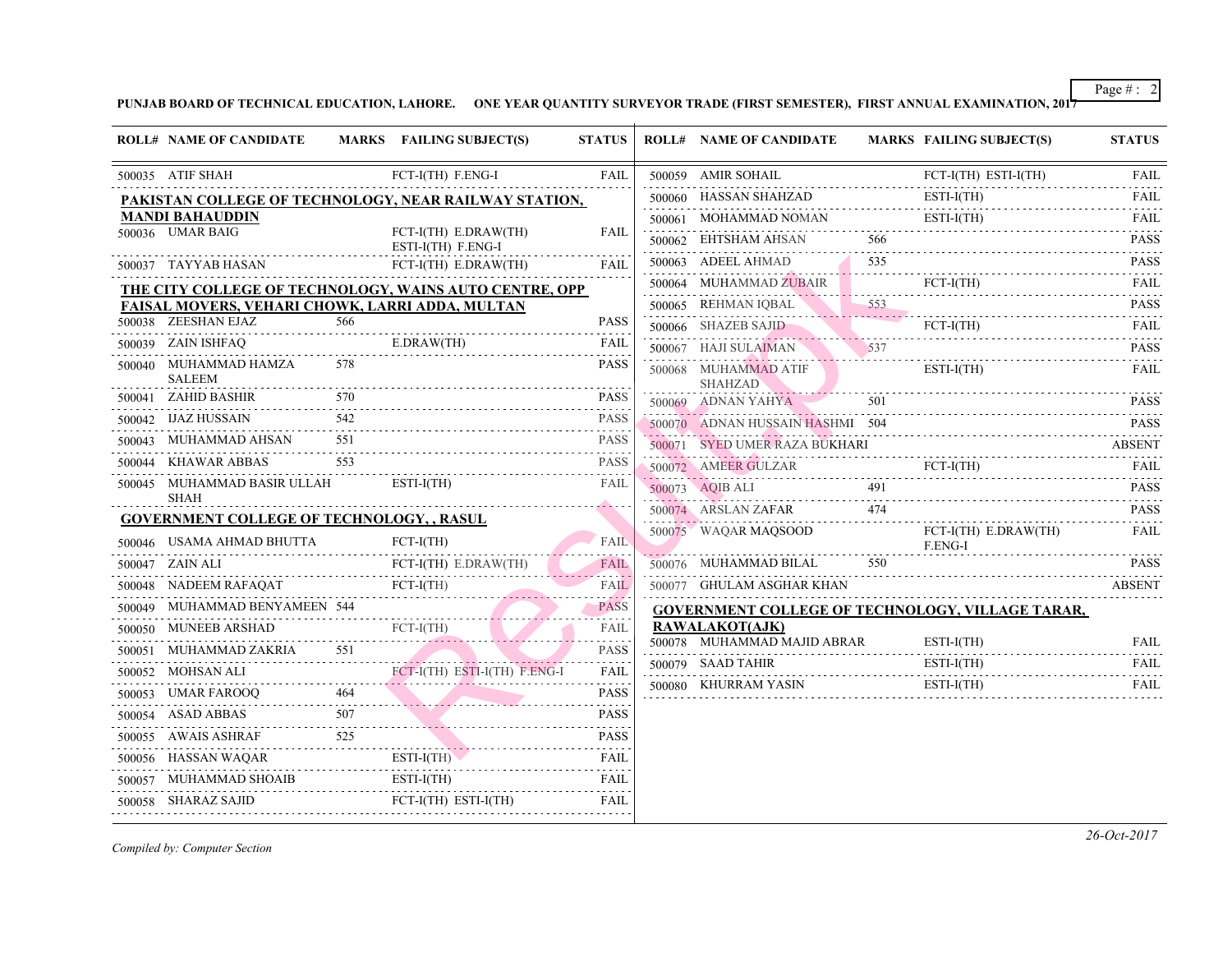**PUNJAB BOARD OF TECHNICAL EDUCATION, LAHORE. ONE YEAR QUANTITY SURVEYOR TRADE (FIRST SEMESTER), FIRST ANNUAL EXAMINATION, 2017**

| ROLL# | NAME OF CANDIDATE | MARKS | FAILING SUBJECT(S) | STATUS |
|---|---|---|---|---|
| 500035 | ATIF SHAH | | FCT-I(TH) F.ENG-I | FAIL |

**PAKISTAN COLLEGE OF TECHNOLOGY, NEAR RAILWAY STATION, MANDI BAHAUDDIN**

| ROLL# | NAME OF CANDIDATE | MARKS | FAILING SUBJECT(S) | STATUS |
|---|---|---|---|---|
| 500036 | UMAR BAIG | | FCT-I(TH) E.DRAW(TH) ESTI-I(TH) F.ENG-I | FAIL |
| 500037 | TAYYAB HASAN | | FCT-I(TH) E.DRAW(TH) | FAIL |

**THE CITY COLLEGE OF TECHNOLOGY, WAINS AUTO CENTRE, OPP FAISAL MOVERS, VEHARI CHOWK, LARRI ADDA, MULTAN**

| ROLL# | NAME OF CANDIDATE | MARKS | FAILING SUBJECT(S) | STATUS |
|---|---|---|---|---|
| 500038 | ZEESHAN EJAZ | 566 | | PASS |
| 500039 | ZAIN ISHFAQ | | E.DRAW(TH) | FAIL |
| 500040 | MUHAMMAD HAMZA SALEEM | 578 | | PASS |
| 500041 | ZAHID BASHIR | 570 | | PASS |
| 500042 | IJAZ HUSSAIN | 542 | | PASS |
| 500043 | MUHAMMAD AHSAN | 551 | | PASS |
| 500044 | KHAWAR ABBAS | 553 | | PASS |
| 500045 | MUHAMMAD BASIR ULLAH SHAH | | ESTI-I(TH) | FAIL |

**GOVERNMENT COLLEGE OF TECHNOLOGY, , RASUL**

| ROLL# | NAME OF CANDIDATE | MARKS | FAILING SUBJECT(S) | STATUS |
|---|---|---|---|---|
| 500046 | USAMA AHMAD BHUTTA | | FCT-I(TH) | FAIL |
| 500047 | ZAIN ALI | | FCT-I(TH) E.DRAW(TH) | FAIL |
| 500048 | NADEEM RAFAQAT | | FCT-I(TH) | FAIL |
| 500049 | MUHAMMAD BENYAMEEN | 544 | | PASS |
| 500050 | MUNEEB ARSHAD | | FCT-I(TH) | FAIL |
| 500051 | MUHAMMAD ZAKRIA | 551 | | PASS |
| 500052 | MOHSAN ALI | | FCT-I(TH) ESTI-I(TH) F.ENG-I | FAIL |
| 500053 | UMAR FAROOQ | 464 | | PASS |
| 500054 | ASAD ABBAS | 507 | | PASS |
| 500055 | AWAIS ASHRAF | 525 | | PASS |
| 500056 | HASSAN WAQAR | | ESTI-I(TH) | FAIL |
| 500057 | MUHAMMAD SHOAIB | | ESTI-I(TH) | FAIL |
| 500058 | SHARAZ SAJID | | FCT-I(TH) ESTI-I(TH) | FAIL |
| 500059 | AMIR SOHAIL | | FCT-I(TH) ESTI-I(TH) | FAIL |
| 500060 | HASSAN SHAHZAD | | ESTI-I(TH) | FAIL |
| 500061 | MOHAMMAD NOMAN | | ESTI-I(TH) | FAIL |
| 500062 | EHTSHAM AHSAN | 566 | | PASS |
| 500063 | ADEEL AHMAD | 535 | | PASS |
| 500064 | MUHAMMAD ZUBAIR | | FCT-I(TH) | FAIL |
| 500065 | REHMAN IQBAL | 553 | | PASS |
| 500066 | SHAZEB SAJID | | FCT-I(TH) | FAIL |
| 500067 | HAJI SULAIMAN | 537 | | PASS |
| 500068 | MUHAMMAD ATIF SHAHZAD | | ESTI-I(TH) | FAIL |
| 500069 | ADNAN YAHYA | 501 | | PASS |
| 500070 | ADNAN HUSSAIN HASHMI | 504 | | PASS |
| 500071 | SYED UMER RAZA BUKHARI | | | ABSENT |
| 500072 | AMEER GULZAR | | FCT-I(TH) | FAIL |
| 500073 | AQIB ALI | 491 | | PASS |
| 500074 | ARSLAN ZAFAR | 474 | | PASS |
| 500075 | WAQAR MAQSOOD | | FCT-I(TH) E.DRAW(TH) F.ENG-I | FAIL |
| 500076 | MUHAMMAD BILAL | 550 | | PASS |
| 500077 | GHULAM ASGHAR KHAN | | | ABSENT |

**GOVERNMENT COLLEGE OF TECHNOLOGY, VILLAGE TARAR, RAWALAKOT(AJK)**

| ROLL# | NAME OF CANDIDATE | MARKS | FAILING SUBJECT(S) | STATUS |
|---|---|---|---|---|
| 500078 | MUHAMMAD MAJID ABRAR | | ESTI-I(TH) | FAIL |
| 500079 | SAAD TAHIR | | ESTI-I(TH) | FAIL |
| 500080 | KHURRAM YASIN | | ESTI-I(TH) | FAIL |

*Compiled by: Computer Section*

*26-Oct-2017*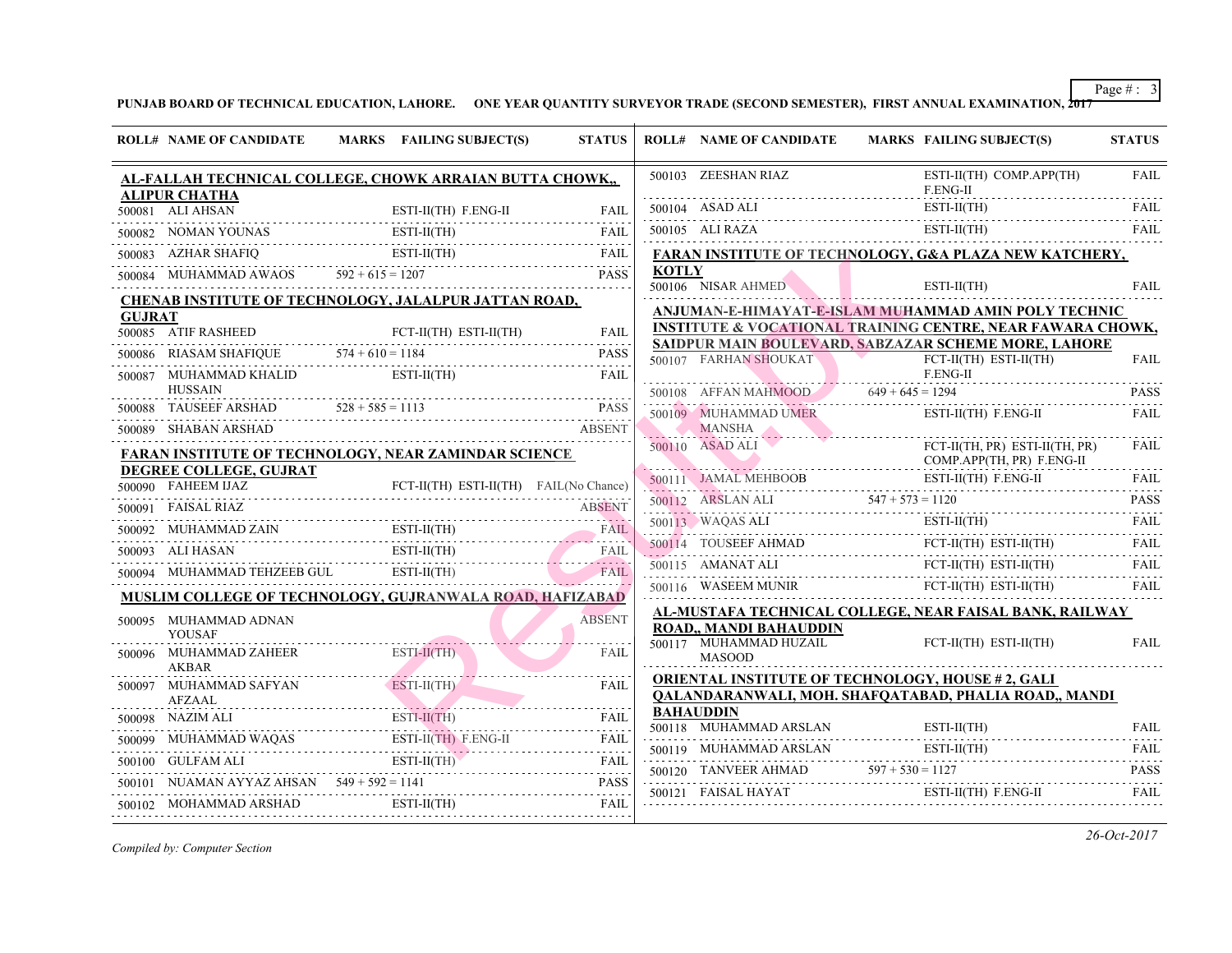**PUNJAB BOARD OF TECHNICAL EDUCATION, LAHORE. ONE YEAR QUANTITY SURVEYOR TRADE (SECOND SEMESTER), FIRST ANNUAL EXAMINATION, 2017**

**AL-FALLAH TECHNICAL COLLEGE, CHOWK ARRAIAN BUTTA CHOWK,, ALIPUR CHATHA**

| ROLL# | NAME OF CANDIDATE | MARKS | FAILING SUBJECT(S) | STATUS |
|---|---|---|---|---|
| 500081 | ALI AHSAN | | ESTI-II(TH) F.ENG-II | FAIL |
| 500082 | NOMAN YOUNAS | | ESTI-II(TH) | FAIL |
| 500083 | AZHAR SHAFIQ | | ESTI-II(TH) | FAIL |
| 500084 | MUHAMMAD AWAOS | 592 + 615 = 1207 | | PASS |

**CHENAB INSTITUTE OF TECHNOLOGY, JALALPUR JATTAN ROAD, GUJRAT**

| ROLL# | NAME OF CANDIDATE | MARKS | FAILING SUBJECT(S) | STATUS |
|---|---|---|---|---|
| 500085 | ATIF RASHEED | | FCT-II(TH) ESTI-II(TH) | FAIL |
| 500086 | RIASAM SHAFIQUE | 574 + 610 = 1184 | | PASS |
| 500087 | MUHAMMAD KHALID HUSSAIN | | ESTI-II(TH) | FAIL |
| 500088 | TAUSEEF ARSHAD | 528 + 585 = 1113 | | PASS |
| 500089 | SHABAN ARSHAD | | | ABSENT |

**FARAN INSTITUTE OF TECHNOLOGY, NEAR ZAMINDAR SCIENCE DEGREE COLLEGE, GUJRAT**

| ROLL# | NAME OF CANDIDATE | MARKS | FAILING SUBJECT(S) | STATUS |
|---|---|---|---|---|
| 500090 | FAHEEM IJAZ | | FCT-II(TH) ESTI-II(TH) | FAIL(No Chance) |
| 500091 | FAISAL RIAZ | | | ABSENT |
| 500092 | MUHAMMAD ZAIN | | ESTI-II(TH) | FAIL |
| 500093 | ALI HASAN | | ESTI-II(TH) | FAIL |
| 500094 | MUHAMMAD TEHZEEB GUL | | ESTI-II(TH) | FAIL |

**MUSLIM COLLEGE OF TECHNOLOGY, GUJRANWALA ROAD, HAFIZABAD**

| ROLL# | NAME OF CANDIDATE | MARKS | FAILING SUBJECT(S) | STATUS |
|---|---|---|---|---|
| 500095 | MUHAMMAD ADNAN YOUSAF | | | ABSENT |
| 500096 | MUHAMMAD ZAHEER AKBAR | | ESTI-II(TH) | FAIL |
| 500097 | MUHAMMAD SAFYAN AFZAAL | | ESTI-II(TH) | FAIL |
| 500098 | NAZIM ALI | | ESTI-II(TH) | FAIL |
| 500099 | MUHAMMAD WAQAS | | ESTI-II(TH) F.ENG-II | FAIL |
| 500100 | GULFAM ALI | | ESTI-II(TH) | FAIL |
| 500101 | NUAMAN AYYAZ AHSAN | 549 + 592 = 1141 | | PASS |
| 500102 | MOHAMMAD ARSHAD | | ESTI-II(TH) | FAIL |
| 500103 | ZEESHAN RIAZ | | ESTI-II(TH) COMP.APP(TH) F.ENG-II | FAIL |
| 500104 | ASAD ALI | | ESTI-II(TH) | FAIL |
| 500105 | ALI RAZA | | ESTI-II(TH) | FAIL |

**FARAN INSTITUTE OF TECHNOLOGY, G&A PLAZA NEW KATCHERY, KOTLY**

| ROLL# | NAME OF CANDIDATE | MARKS | FAILING SUBJECT(S) | STATUS |
|---|---|---|---|---|
| 500106 | NISAR AHMED | | ESTI-II(TH) | FAIL |

**ANJUMAN-E-HIMAYAT-E-ISLAM MUHAMMAD AMIN POLY TECHNIC INSTITUTE & VOCATIONAL TRAINING CENTRE, NEAR FAWARA CHOWK, SAIDPUR MAIN BOULEVARD, SABZAZAR SCHEME MORE, LAHORE**

| ROLL# | NAME OF CANDIDATE | MARKS | FAILING SUBJECT(S) | STATUS |
|---|---|---|---|---|
| 500107 | FARHAN SHOUKAT | | FCT-II(TH) ESTI-II(TH) F.ENG-II | FAIL |
| 500108 | AFFAN MAHMOOD | 649 + 645 = 1294 | | PASS |
| 500109 | MUHAMMAD UMER MANSHA | | ESTI-II(TH) F.ENG-II | FAIL |
| 500110 | ASAD ALI | | FCT-II(TH, PR) ESTI-II(TH, PR) COMP.APP(TH, PR) F.ENG-II | FAIL |
| 500111 | JAMAL MEHBOOB | | ESTI-II(TH) F.ENG-II | FAIL |
| 500112 | ARSLAN ALI | 547 + 573 = 1120 | | PASS |
| 500113 | WAQAS ALI | | ESTI-II(TH) | FAIL |
| 500114 | TOUSEEF AHMAD | | FCT-II(TH) ESTI-II(TH) | FAIL |
| 500115 | AMANAT ALI | | FCT-II(TH) ESTI-II(TH) | FAIL |
| 500116 | WASEEM MUNIR | | FCT-II(TH) ESTI-II(TH) | FAIL |

**AL-MUSTAFA TECHNICAL COLLEGE, NEAR FAISAL BANK, RAILWAY ROAD,, MANDI BAHAUDDIN**

| ROLL# | NAME OF CANDIDATE | MARKS | FAILING SUBJECT(S) | STATUS |
|---|---|---|---|---|
| 500117 | MUHAMMAD HUZAIL MASOOD | | FCT-II(TH) ESTI-II(TH) | FAIL |

**ORIENTAL INSTITUTE OF TECHNOLOGY, HOUSE # 2, GALI QALANDARANWALI, MOH. SHAFQATABAD, PHALIA ROAD,, MANDI BAHAUDDIN**

| ROLL# | NAME OF CANDIDATE | MARKS | FAILING SUBJECT(S) | STATUS |
|---|---|---|---|---|
| 500118 | MUHAMMAD ARSLAN | | ESTI-II(TH) | FAIL |
| 500119 | MUHAMMAD ARSLAN | | ESTI-II(TH) | FAIL |
| 500120 | TANVEER AHMAD | 597 + 530 = 1127 | | PASS |
| 500121 | FAISAL HAYAT | | ESTI-II(TH) F.ENG-II | FAIL |

*Compiled by: Computer Section*

*26-Oct-2017*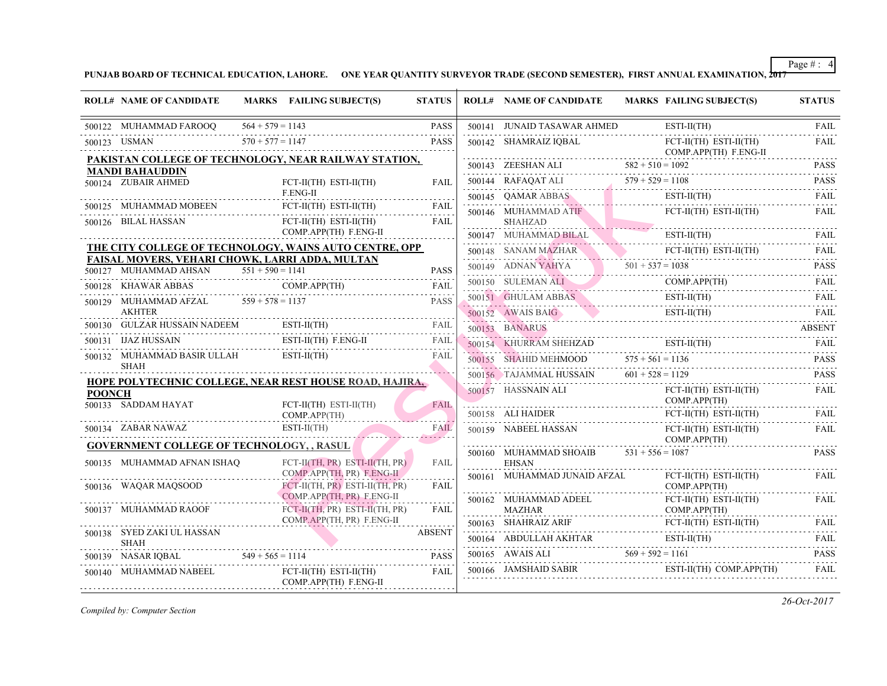**PUNJAB BOARD OF TECHNICAL EDUCATION, LAHORE. ONE YEAR QUANTITY SURVEYOR TRADE (SECOND SEMESTER), FIRST ANNUAL EXAMINATION, 2017**

| ROLL# | NAME OF CANDIDATE | MARKS | FAILING SUBJECT(S) | STATUS |
|---|---|---|---|---|
| 500122 | MUHAMMAD FAROOQ | 564 + 579 = 1143 | | PASS |
| 500123 | USMAN | 570 + 577 = 1147 | | PASS |

**PAKISTAN COLLEGE OF TECHNOLOGY, NEAR RAILWAY STATION, MANDI BAHAUDDIN**

| ROLL# | NAME OF CANDIDATE | MARKS | FAILING SUBJECT(S) | STATUS |
|---|---|---|---|---|
| 500124 | ZUBAIR AHMED | | FCT-II(TH) ESTI-II(TH) F.ENG-II | FAIL |
| 500125 | MUHAMMAD MOBEEN | | FCT-II(TH) ESTI-II(TH) | FAIL |
| 500126 | BILAL HASSAN | | FCT-II(TH) ESTI-II(TH) COMP.APP(TH) F.ENG-II | FAIL |

**THE CITY COLLEGE OF TECHNOLOGY, WAINS AUTO CENTRE, OPP FAISAL MOVERS, VEHARI CHOWK, LARRI ADDA, MULTAN**

| ROLL# | NAME OF CANDIDATE | MARKS | FAILING SUBJECT(S) | STATUS |
|---|---|---|---|---|
| 500127 | MUHAMMAD AHSAN | 551 + 590 = 1141 | | PASS |
| 500128 | KHAWAR ABBAS | | COMP.APP(TH) | FAIL |
| 500129 | MUHAMMAD AFZAL AKHTER | 559 + 578 = 1137 | | PASS |
| 500130 | GULZAR HUSSAIN NADEEM | | ESTI-II(TH) | FAIL |
| 500131 | IJAZ HUSSAIN | | ESTI-II(TH) F.ENG-II | FAIL |
| 500132 | MUHAMMAD BASIR ULLAH SHAH | | ESTI-II(TH) | FAIL |

**HOPE POLYTECHNIC COLLEGE, NEAR REST HOUSE ROAD, HAJIRA, POONCH**

| ROLL# | NAME OF CANDIDATE | MARKS | FAILING SUBJECT(S) | STATUS |
|---|---|---|---|---|
| 500133 | SADDAM HAYAT | | FCT-II(TH) ESTI-II(TH) COMP.APP(TH) | FAIL |
| 500134 | ZABAR NAWAZ | | ESTI-II(TH) | FAIL |

**GOVERNMENT COLLEGE OF TECHNOLOGY, , RASUL**

| ROLL# | NAME OF CANDIDATE | MARKS | FAILING SUBJECT(S) | STATUS |
|---|---|---|---|---|
| 500135 | MUHAMMAD AFNAN ISHAQ | | FCT-II(TH, PR) ESTI-II(TH, PR) COMP.APP(TH, PR) F.ENG-II | FAIL |
| 500136 | WAQAR MAQSOOD | | FCT-II(TH, PR) ESTI-II(TH, PR) COMP.APP(TH, PR) F.ENG-II | FAIL |
| 500137 | MUHAMMAD RAOOF | | FCT-II(TH, PR) ESTI-II(TH, PR) COMP.APP(TH, PR) F.ENG-II | FAIL |
| 500138 | SYED ZAKI UL HASSAN SHAH | | | ABSENT |
| 500139 | NASAR IQBAL | 549 + 565 = 1114 | | PASS |
| 500140 | MUHAMMAD NABEEL | | FCT-II(TH) ESTI-II(TH) COMP.APP(TH) F.ENG-II | FAIL |
| 500141 | JUNAID TASAWAR AHMED | | ESTI-II(TH) | FAIL |
| 500142 | SHAMRAIZ IQBAL | | FCT-II(TH) ESTI-II(TH) COMP.APP(TH) F.ENG-II | FAIL |
| 500143 | ZEESHAN ALI | 582 + 510 = 1092 | | PASS |
| 500144 | RAFAQAT ALI | 579 + 529 = 1108 | | PASS |
| 500145 | QAMAR ABBAS | | ESTI-II(TH) | FAIL |
| 500146 | MUHAMMAD ATIF SHAHZAD | | FCT-II(TH) ESTI-II(TH) | FAIL |
| 500147 | MUHAMMAD BILAL | | ESTI-II(TH) | FAIL |
| 500148 | SANAM MAZHAR | | FCT-II(TH) ESTI-II(TH) | FAIL |
| 500149 | ADNAN YAHYA | 501 + 537 = 1038 | | PASS |
| 500150 | SULEMAN ALI | | COMP.APP(TH) | FAIL |
| 500151 | GHULAM ABBAS | | ESTI-II(TH) | FAIL |
| 500152 | AWAIS BAIG | | ESTI-II(TH) | FAIL |
| 500153 | BANARUS | | | ABSENT |
| 500154 | KHURRAM SHEHZAD | | ESTI-II(TH) | FAIL |
| 500155 | SHAHID MEHMOOD | 575 + 561 = 1136 | | PASS |
| 500156 | TAJAMMAL HUSSAIN | 601 + 528 = 1129 | | PASS |
| 500157 | HASSNAIN ALI | | FCT-II(TH) ESTI-II(TH) COMP.APP(TH) | FAIL |
| 500158 | ALI HAIDER | | FCT-II(TH) ESTI-II(TH) | FAIL |
| 500159 | NABEEL HASSAN | | FCT-II(TH) ESTI-II(TH) COMP.APP(TH) | FAIL |
| 500160 | MUHAMMAD SHOAIB EHSAN | 531 + 556 = 1087 | | PASS |
| 500161 | MUHAMMAD JUNAID AFZAL | | FCT-II(TH) ESTI-II(TH) COMP.APP(TH) | FAIL |
| 500162 | MUHAMMAD ADEEL MAZHAR | | FCT-II(TH) ESTI-II(TH) COMP.APP(TH) | FAIL |
| 500163 | SHAHRAIZ ARIF | | FCT-II(TH) ESTI-II(TH) | FAIL |
| 500164 | ABDULLAH AKHTAR | | ESTI-II(TH) | FAIL |
| 500165 | AWAIS ALI | 569 + 592 = 1161 | | PASS |
| 500166 | JAMSHAID SABIR | | ESTI-II(TH) COMP.APP(TH) | FAIL |

*Compiled by: Computer Section*

*26-Oct-2017*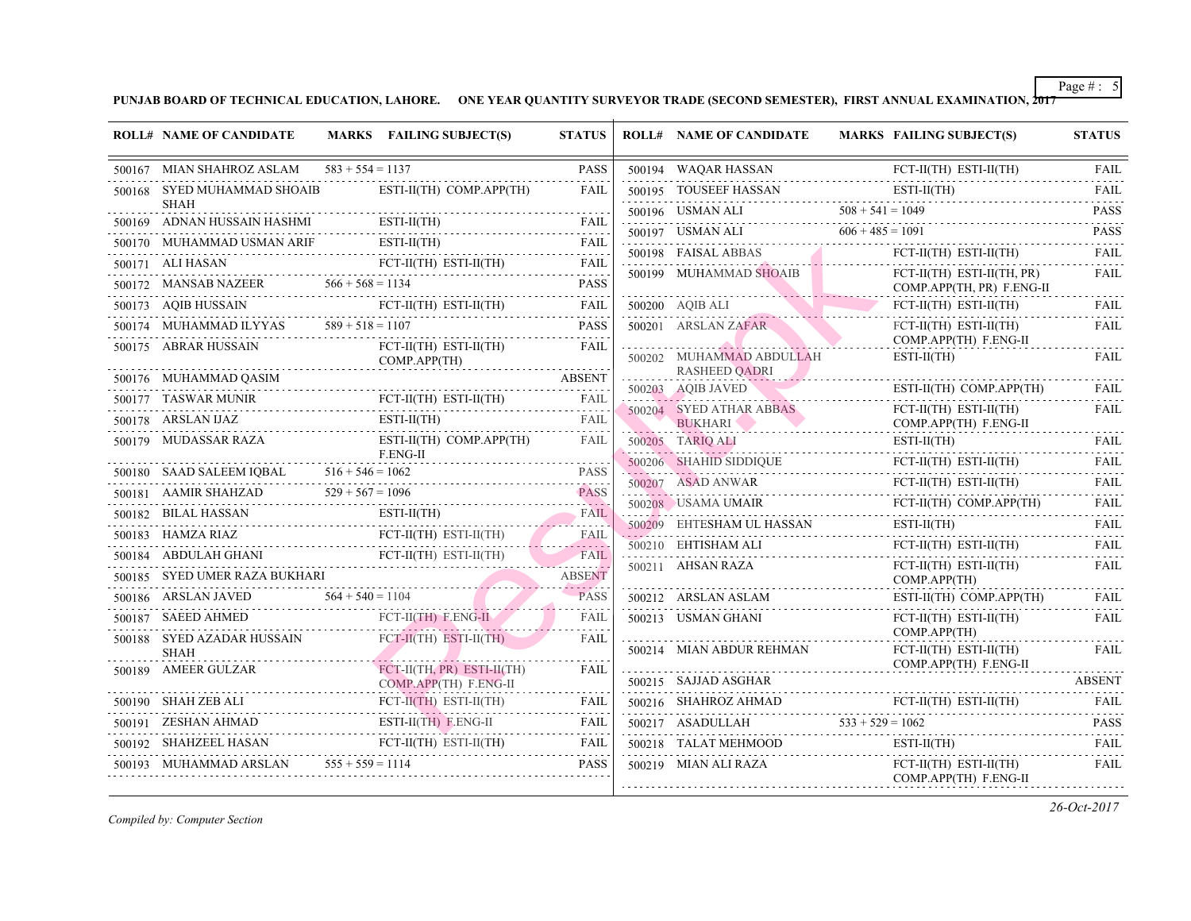**PUNJAB BOARD OF TECHNICAL EDUCATION, LAHORE. ONE YEAR QUANTITY SURVEYOR TRADE (SECOND SEMESTER), FIRST ANNUAL EXAMINATION, 2017**

| ROLL# | NAME OF CANDIDATE | MARKS | FAILING SUBJECT(S) | STATUS |
|---|---|---|---|---|
| 500167 | MIAN SHAHROZ ASLAM | 583 + 554 = 1137 | | PASS |
| 500168 | SYED MUHAMMAD SHOAIB SHAH | | ESTI-II(TH) COMP.APP(TH) | FAIL |
| 500169 | ADNAN HUSSAIN HASHMI | | ESTI-II(TH) | FAIL |
| 500170 | MUHAMMAD USMAN ARIF | | ESTI-II(TH) | FAIL |
| 500171 | ALI HASAN | | FCT-II(TH) ESTI-II(TH) | FAIL |
| 500172 | MANSAB NAZEER | 566 + 568 = 1134 | | PASS |
| 500173 | AQIB HUSSAIN | | FCT-II(TH) ESTI-II(TH) | FAIL |
| 500174 | MUHAMMAD ILYYAS | 589 + 518 = 1107 | | PASS |
| 500175 | ABRAR HUSSAIN | | FCT-II(TH) ESTI-II(TH) COMP.APP(TH) | FAIL |
| 500176 | MUHAMMAD QASIM | | | ABSENT |
| 500177 | TASWAR MUNIR | | FCT-II(TH) ESTI-II(TH) | FAIL |
| 500178 | ARSLAN IJAZ | | ESTI-II(TH) | FAIL |
| 500179 | MUDASSAR RAZA | | ESTI-II(TH) COMP.APP(TH) F.ENG-II | FAIL |
| 500180 | SAAD SALEEM IQBAL | 516 + 546 = 1062 | | PASS |
| 500181 | AAMIR SHAHZAD | 529 + 567 = 1096 | | PASS |
| 500182 | BILAL HASSAN | | ESTI-II(TH) | FAIL |
| 500183 | HAMZA RIAZ | | FCT-II(TH) ESTI-II(TH) | FAIL |
| 500184 | ABDULAH GHANI | | FCT-II(TH) ESTI-II(TH) | FAIL |
| 500185 | SYED UMER RAZA BUKHARI | | | ABSENT |
| 500186 | ARSLAN JAVED | 564 + 540 = 1104 | | PASS |
| 500187 | SAEED AHMED | | FCT-II(TH) F.ENG-II | FAIL |
| 500188 | SYED AZADAR HUSSAIN SHAH | | FCT-II(TH) ESTI-II(TH) | FAIL |
| 500189 | AMEER GULZAR | | FCT-II(TH, PR) ESTI-II(TH) COMP.APP(TH) F.ENG-II | FAIL |
| 500190 | SHAH ZEB ALI | | FCT-II(TH) ESTI-II(TH) | FAIL |
| 500191 | ZESHAN AHMAD | | ESTI-II(TH) F.ENG-II | FAIL |
| 500192 | SHAHZEEL HASAN | | FCT-II(TH) ESTI-II(TH) | FAIL |
| 500193 | MUHAMMAD ARSLAN | 555 + 559 = 1114 | | PASS |
| 500194 | WAQAR HASSAN | | FCT-II(TH) ESTI-II(TH) | FAIL |
| 500195 | TOUSEEF HASSAN | | ESTI-II(TH) | FAIL |
| 500196 | USMAN ALI | 508 + 541 = 1049 | | PASS |
| 500197 | USMAN ALI | 606 + 485 = 1091 | | PASS |
| 500198 | FAISAL ABBAS | | FCT-II(TH) ESTI-II(TH) | FAIL |
| 500199 | MUHAMMAD SHOAIB | | FCT-II(TH) ESTI-II(TH, PR) COMP.APP(TH, PR) F.ENG-II | FAIL |
| 500200 | AQIB ALI | | FCT-II(TH) ESTI-II(TH) | FAIL |
| 500201 | ARSLAN ZAFAR | | FCT-II(TH) ESTI-II(TH) COMP.APP(TH) F.ENG-II | FAIL |
| 500202 | MUHAMMAD ABDULLAH RASHEED QADRI | | ESTI-II(TH) | FAIL |
| 500203 | AQIB JAVED | | ESTI-II(TH) COMP.APP(TH) | FAIL |
| 500204 | SYED ATHAR ABBAS BUKHARI | | FCT-II(TH) ESTI-II(TH) COMP.APP(TH) F.ENG-II | FAIL |
| 500205 | TARIQ ALI | | ESTI-II(TH) | FAIL |
| 500206 | SHAHID SIDDIQUE | | FCT-II(TH) ESTI-II(TH) | FAIL |
| 500207 | ASAD ANWAR | | FCT-II(TH) ESTI-II(TH) | FAIL |
| 500208 | USAMA UMAIR | | FCT-II(TH) COMP.APP(TH) | FAIL |
| 500209 | EHTESHAM UL HASSAN | | ESTI-II(TH) | FAIL |
| 500210 | EHTISHAM ALI | | FCT-II(TH) ESTI-II(TH) | FAIL |
| 500211 | AHSAN RAZA | | FCT-II(TH) ESTI-II(TH) COMP.APP(TH) | FAIL |
| 500212 | ARSLAN ASLAM | | ESTI-II(TH) COMP.APP(TH) | FAIL |
| 500213 | USMAN GHANI | | FCT-II(TH) ESTI-II(TH) COMP.APP(TH) | FAIL |
| 500214 | MIAN ABDUR REHMAN | | FCT-II(TH) ESTI-II(TH) COMP.APP(TH) F.ENG-II | FAIL |
| 500215 | SAJJAD ASGHAR | | | ABSENT |
| 500216 | SHAHROZ AHMAD | | FCT-II(TH) ESTI-II(TH) | FAIL |
| 500217 | ASADULLAH | 533 + 529 = 1062 | | PASS |
| 500218 | TALAT MEHMOOD | | ESTI-II(TH) | FAIL |
| 500219 | MIAN ALI RAZA | | FCT-II(TH) ESTI-II(TH) COMP.APP(TH) F.ENG-II | FAIL |

*Compiled by: Computer Section*

*26-Oct-2017*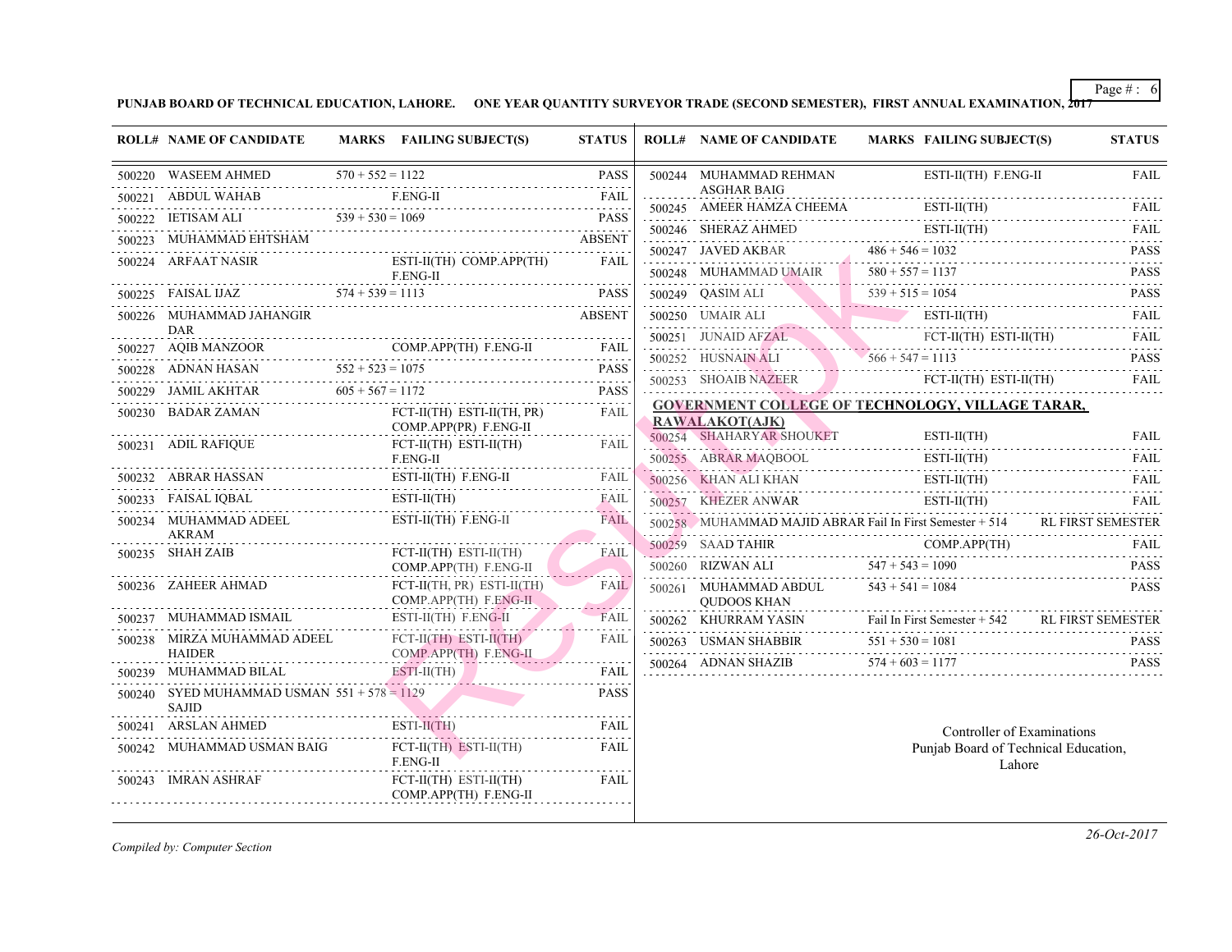**PUNJAB BOARD OF TECHNICAL EDUCATION, LAHORE. ONE YEAR QUANTITY SURVEYOR TRADE (SECOND SEMESTER), FIRST ANNUAL EXAMINATION, 2017**

| ROLL# | NAME OF CANDIDATE | MARKS | FAILING SUBJECT(S) | STATUS |
|---|---|---|---|---|
| 500220 | WASEEM AHMED | 570 + 552 = 1122 | | PASS |
| 500221 | ABDUL WAHAB | | F.ENG-II | FAIL |
| 500222 | IETISAM ALI | 539 + 530 = 1069 | | PASS |
| 500223 | MUHAMMAD EHTSHAM | | | ABSENT |
| 500224 | ARFAAT NASIR | | ESTI-II(TH) COMP.APP(TH) F.ENG-II | FAIL |
| 500225 | FAISAL IJAZ | 574 + 539 = 1113 | | PASS |
| 500226 | MUHAMMAD JAHANGIR DAR | | | ABSENT |
| 500227 | AQIB MANZOOR | | COMP.APP(TH) F.ENG-II | FAIL |
| 500228 | ADNAN HASAN | 552 + 523 = 1075 | | PASS |
| 500229 | JAMIL AKHTAR | 605 + 567 = 1172 | | PASS |
| 500230 | BADAR ZAMAN | | FCT-II(TH) ESTI-II(TH, PR) COMP.APP(PR) F.ENG-II | FAIL |
| 500231 | ADIL RAFIQUE | | FCT-II(TH) ESTI-II(TH) F.ENG-II | FAIL |
| 500232 | ABRAR HASSAN | | ESTI-II(TH) F.ENG-II | FAIL |
| 500233 | FAISAL IQBAL | | ESTI-II(TH) | FAIL |
| 500234 | MUHAMMAD ADEEL AKRAM | | ESTI-II(TH) F.ENG-II | FAIL |
| 500235 | SHAH ZAIB | | FCT-II(TH) ESTI-II(TH) COMP.APP(TH) F.ENG-II | FAIL |
| 500236 | ZAHEER AHMAD | | FCT-II(TH, PR) ESTI-II(TH) COMP.APP(TH) F.ENG-II | FAIL |
| 500237 | MUHAMMAD ISMAIL | | ESTI-II(TH) F.ENG-II | FAIL |
| 500238 | MIRZA MUHAMMAD ADEEL HAIDER | | FCT-II(TH) ESTI-II(TH) COMP.APP(TH) F.ENG-II | FAIL |
| 500239 | MUHAMMAD BILAL | | ESTI-II(TH) | FAIL |
| 500240 | SYED MUHAMMAD USMAN SAJID | 551 + 578 = 1129 | | PASS |
| 500241 | ARSLAN AHMED | | ESTI-II(TH) | FAIL |
| 500242 | MUHAMMAD USMAN BAIG | | FCT-II(TH) ESTI-II(TH) F.ENG-II | FAIL |
| 500243 | IMRAN ASHRAF | | FCT-II(TH) ESTI-II(TH) COMP.APP(TH) F.ENG-II | FAIL |
| 500244 | MUHAMMAD REHMAN ASGHAR BAIG | | ESTI-II(TH) F.ENG-II | FAIL |
| 500245 | AMEER HAMZA CHEEMA | | ESTI-II(TH) | FAIL |
| 500246 | SHERAZ AHMED | | ESTI-II(TH) | FAIL |
| 500247 | JAVED AKBAR | 486 + 546 = 1032 | | PASS |
| 500248 | MUHAMMAD UMAIR | 580 + 557 = 1137 | | PASS |
| 500249 | QASIM ALI | 539 + 515 = 1054 | | PASS |
| 500250 | UMAIR ALI | | ESTI-II(TH) | FAIL |
| 500251 | JUNAID AFZAL | | FCT-II(TH) ESTI-II(TH) | FAIL |
| 500252 | HUSNAIN ALI | 566 + 547 = 1113 | | PASS |
| 500253 | SHOAIB NAZEER | | FCT-II(TH) ESTI-II(TH) | FAIL |

**GOVERNMENT COLLEGE OF TECHNOLOGY, VILLAGE TARAR, RAWALAKOT(AJK)**

| ROLL# | NAME OF CANDIDATE | MARKS | FAILING SUBJECT(S) | STATUS |
|---|---|---|---|---|
| 500254 | SHAHARYAR SHOUKET | | ESTI-II(TH) | FAIL |
| 500255 | ABRAR MAQBOOL | | ESTI-II(TH) | FAIL |
| 500256 | KHAN ALI KHAN | | ESTI-II(TH) | FAIL |
| 500257 | KHEZER ANWAR | | ESTI-II(TH) | FAIL |
| 500258 | MUHAMMAD MAJID ABRAR | Fail In First Semester + 514 | | RL FIRST SEMESTER |
| 500259 | SAAD TAHIR | | COMP.APP(TH) | FAIL |
| 500260 | RIZWAN ALI | 547 + 543 = 1090 | | PASS |
| 500261 | MUHAMMAD ABDUL QUDOOS KHAN | 543 + 541 = 1084 | | PASS |
| 500262 | KHURRAM YASIN | Fail In First Semester + 542 | | RL FIRST SEMESTER |
| 500263 | USMAN SHABBIR | 551 + 530 = 1081 | | PASS |
| 500264 | ADNAN SHAZIB | 574 + 603 = 1177 | | PASS |

Controller of Examinations
Punjab Board of Technical Education,
Lahore

*Compiled by: Computer Section*

*26-Oct-2017*